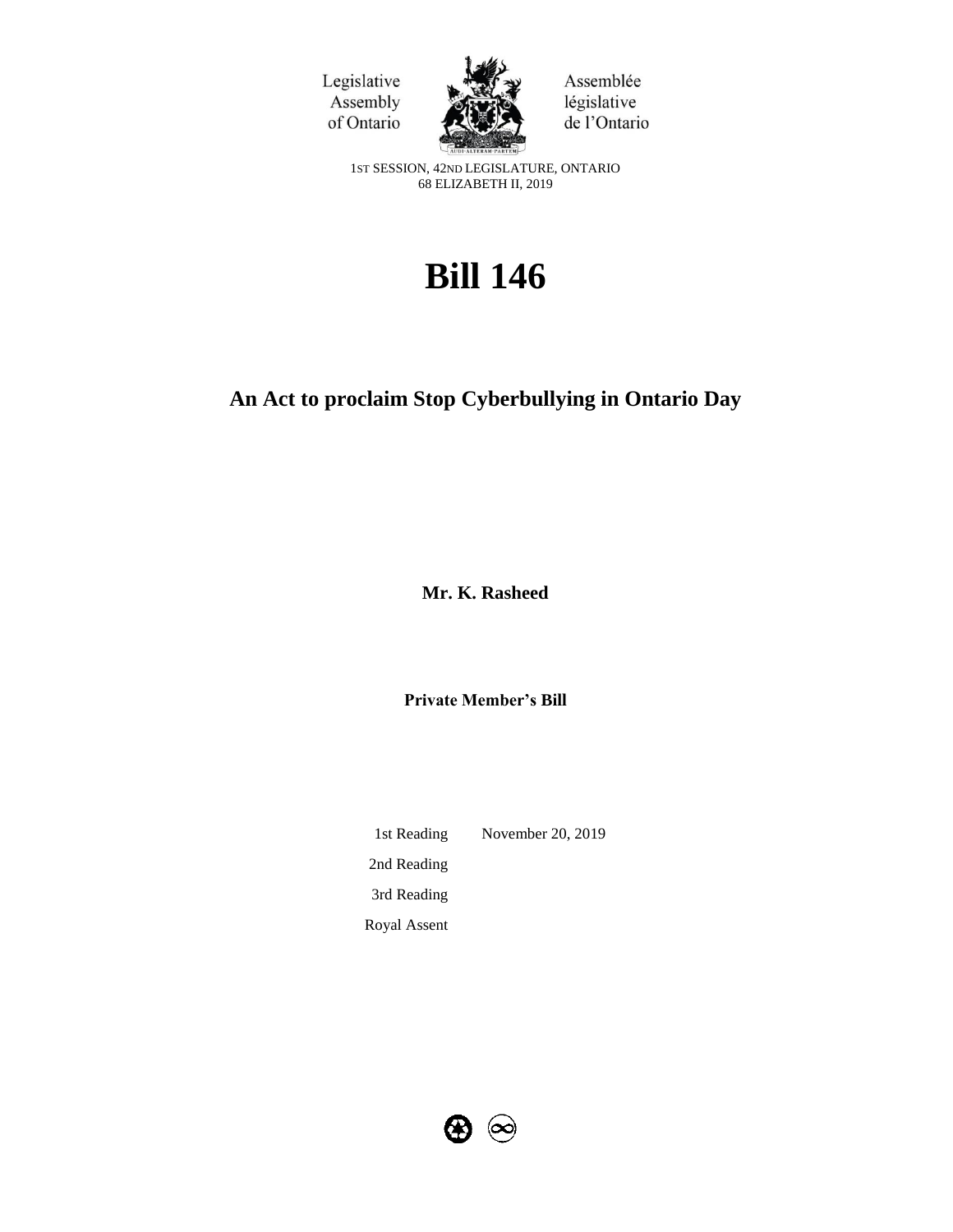Legislative Assembly of Ontario

Assemblée législative de l'Ontario

1ST SESSION, 42ND LEGISLATURE, ONTARIO
68 ELIZABETH II, 2019

# Bill 146

## An Act to proclaim Stop Cyberbullying in Ontario Day

**Mr. K. Rasheed**

**Private Member's Bill**

| | |
|---|---|
| 1st Reading | November 20, 2019 |
| 2nd Reading | |
| 3rd Reading | |
| Royal Assent | |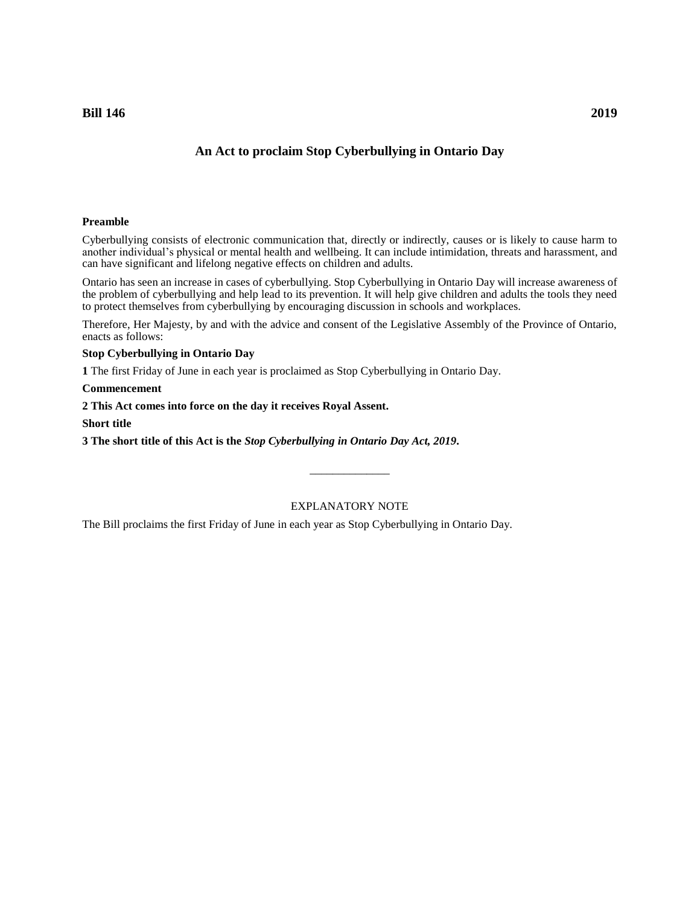**Bill 146** **2019**

# An Act to proclaim Stop Cyberbullying in Ontario Day

**Preamble**

Cyberbullying consists of electronic communication that, directly or indirectly, causes or is likely to cause harm to another individual's physical or mental health and wellbeing. It can include intimidation, threats and harassment, and can have significant and lifelong negative effects on children and adults.

Ontario has seen an increase in cases of cyberbullying. Stop Cyberbullying in Ontario Day will increase awareness of the problem of cyberbullying and help lead to its prevention. It will help give children and adults the tools they need to protect themselves from cyberbullying by encouraging discussion in schools and workplaces.

Therefore, Her Majesty, by and with the advice and consent of the Legislative Assembly of the Province of Ontario, enacts as follows:

**Stop Cyberbullying in Ontario Day**

**1** The first Friday of June in each year is proclaimed as Stop Cyberbullying in Ontario Day.

**Commencement**

**2 This Act comes into force on the day it receives Royal Assent.**

**Short title**

**3 The short title of this Act is the *Stop Cyberbullying in Ontario Day Act, 2019*.**

---

EXPLANATORY NOTE

The Bill proclaims the first Friday of June in each year as Stop Cyberbullying in Ontario Day.